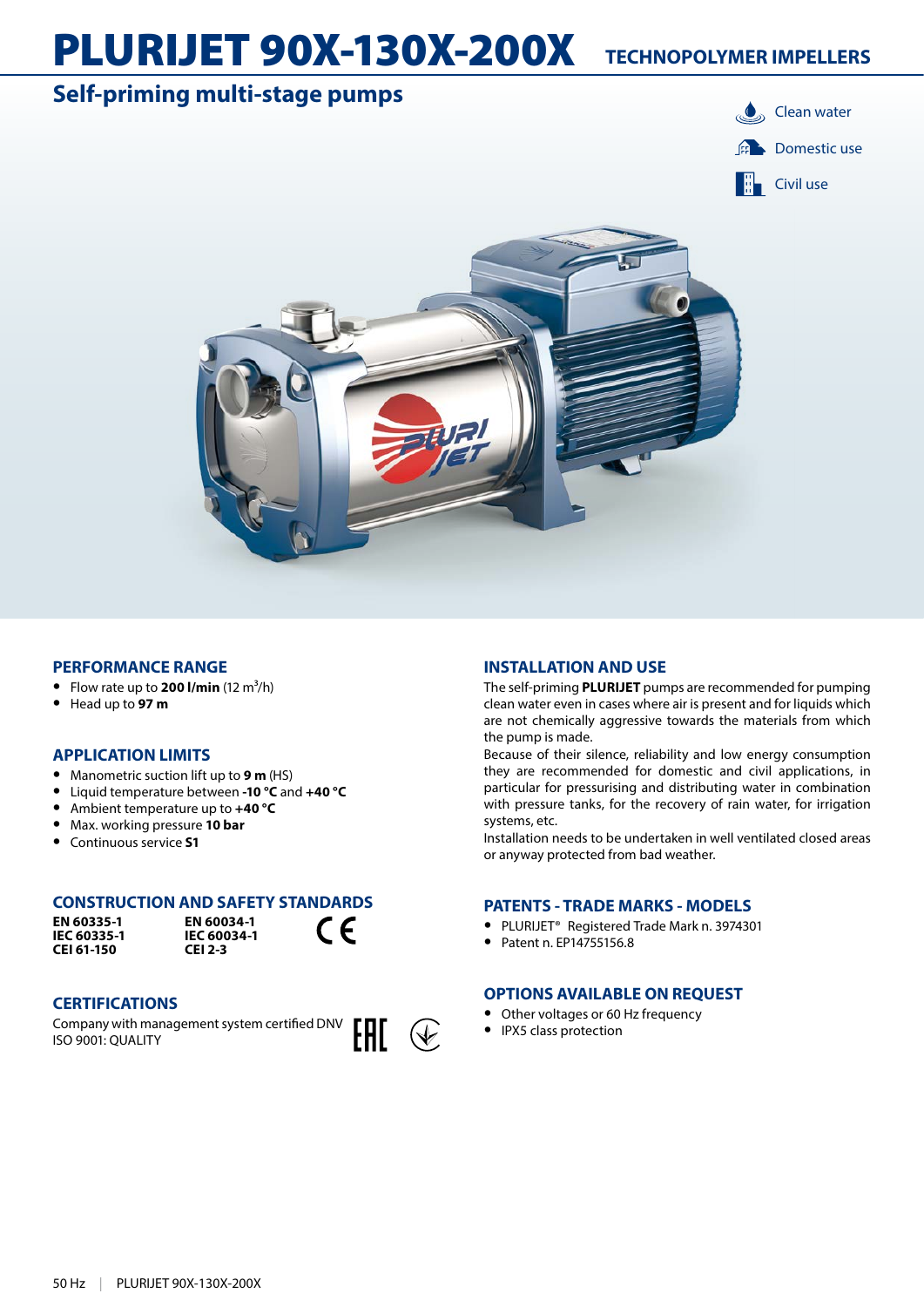# PLURIJET 90X-130X-200X

TECHNOPOLYMER IMPELLERS

## Self-priming multi-stage pumps

- Clean water
- Domestic use
- Civil use

### PERFORMANCE RANGE

- Flow rate up to **200 l/min** (12 $m^3$/h)
- Head up to **97 m**

### APPLICATION LIMITS

- Manometric suction lift up to **9 m** (HS)
- Liquid temperature between **-10 °C** and **+40 °C**
- Ambient temperature up to **+40 °C**
- Max. working pressure **10 bar**
- Continuous service **S1**

### CONSTRUCTION AND SAFETY STANDARDS

| | |
|---|---|
| **EN 60335-1** | **EN 60034-1** |
| **IEC 60335-1** | **IEC 60034-1** |
| **CEI 61-150** | **CEI 2-3** |

CE

### CERTIFICATIONS

Company with management system certified DNV
ISO 9001: QUALITY

EAC

### INSTALLATION AND USE

The self-priming **PLURIJET** pumps are recommended for pumping clean water even in cases where air is present and for liquids which are not chemically aggressive towards the materials from which the pump is made.
Because of their silence, reliability and low energy consumption they are recommended for domestic and civil applications, in particular for pressurising and distributing water in combination with pressure tanks, for the recovery of rain water, for irrigation systems, etc.
Installation needs to be undertaken in well ventilated closed areas or anyway protected from bad weather.

### PATENTS - TRADE MARKS - MODELS

- PLURIJET® Registered Trade Mark n. 3974301
- Patent n. EP14755156.8

### OPTIONS AVAILABLE ON REQUEST

- Other voltages or 60 Hz frequency
- IPX5 class protection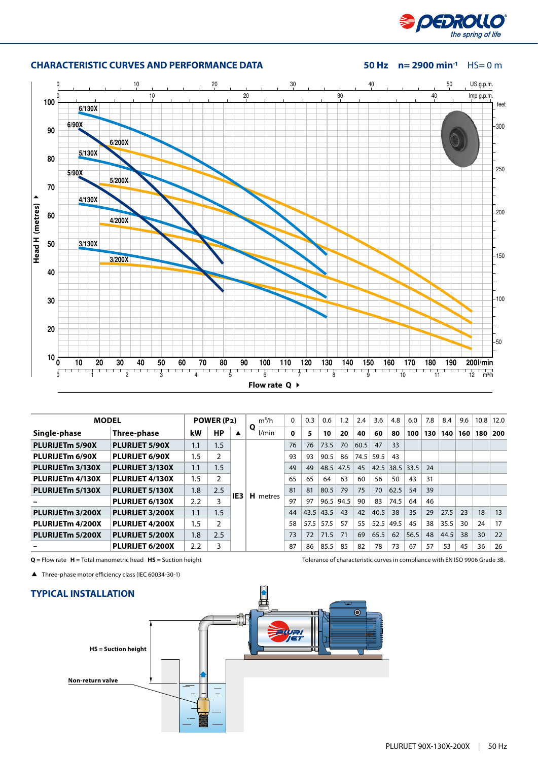## CHARACTERISTIC CURVES AND PERFORMANCE DATA

**50 Hz  n= 2900 min⁻¹**  HS= 0 m

| MODEL | | POWER (P2) | | | Q | m³/h | 0 | 0.3 | 0.6 | 1.2 | 2.4 | 3.6 | 4.8 | 6.0 | 7.8 | 8.4 | 9.6 | 10.8 | 12.0 |
|---|---|---|---|---|---|---|---|---|---|---|---|---|---|---|---|---|---|---|---|
| **Single-phase** | **Three-phase** | **kW** | **HP** | **▲** | | l/min | **0** | **5** | **10** | **20** | **40** | **60** | **80** | **100** | **130** | **140** | **160** | **180** | **200** |
| **PLURIJETm 5/90X** | **PLURIJET 5/90X** | 1.1 | 1.5 | IE3 | **H** metres | | 76 | 76 | 73.5 | 70 | 60.5 | 47 | 33 | | | | | | |
| **PLURIJETm 6/90X** | **PLURIJET 6/90X** | 1.5 | 2 | IE3 | | | 93 | 93 | 90.5 | 86 | 74.5 | 59.5 | 43 | | | | | | |
| **PLURIJETm 3/130X** | **PLURIJET 3/130X** | 1.1 | 1.5 | IE3 | | | 49 | 49 | 48.5 | 47.5 | 45 | 42.5 | 38.5 | 33.5 | 24 | | | | |
| **PLURIJETm 4/130X** | **PLURIJET 4/130X** | 1.5 | 2 | IE3 | | | 65 | 65 | 64 | 63 | 60 | 56 | 50 | 43 | 31 | | | | |
| **PLURIJETm 5/130X** | **PLURIJET 5/130X** | 1.8 | 2.5 | IE3 | | | 81 | 81 | 80.5 | 79 | 75 | 70 | 62.5 | 54 | 39 | | | | |
| **–** | **PLURIJET 6/130X** | 2.2 | 3 | IE3 | | | 97 | 97 | 96.5 | 94.5 | 90 | 83 | 74.5 | 64 | 46 | | | | |
| **PLURIJETm 3/200X** | **PLURIJET 3/200X** | 1.1 | 1.5 | IE3 | | | 44 | 43.5 | 43.5 | 43 | 42 | 40.5 | 38 | 35 | 29 | 27.5 | 23 | 18 | 13 |
| **PLURIJETm 4/200X** | **PLURIJET 4/200X** | 1.5 | 2 | IE3 | | | 58 | 57.5 | 57.5 | 57 | 55 | 52.5 | 49.5 | 45 | 38 | 35.5 | 30 | 24 | 17 |
| **PLURIJETm 5/200X** | **PLURIJET 5/200X** | 1.8 | 2.5 | IE3 | | | 73 | 72 | 71.5 | 71 | 69 | 65.5 | 62 | 56.5 | 48 | 44.5 | 38 | 30 | 22 |
| **–** | **PLURIJET 6/200X** | 2.2 | 3 | IE3 | | | 87 | 86 | 85.5 | 85 | 82 | 78 | 73 | 67 | 57 | 53 | 45 | 36 | 26 |

**Q** = Flow rate **H** = Total manometric head **HS** = Suction height

Tolerance of characteristic curves in compliance with EN ISO 9906 Grade 3B.

▲ Three-phase motor efficiency class (IEC 60034-30-1)

## TYPICAL INSTALLATION

HS = Suction height

Non-return valve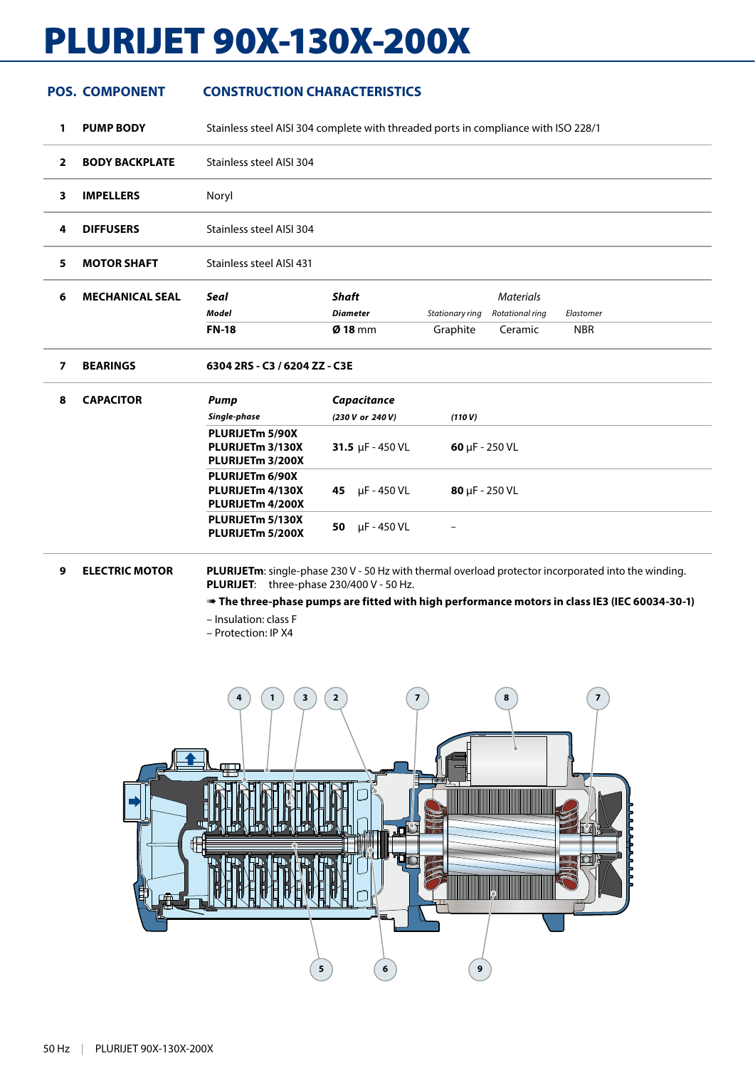# PLURIJET 90X-130X-200X

| POS. | COMPONENT | CONSTRUCTION CHARACTERISTICS | | | | |
|---|---|---|---|---|---|---|
| 1 | **PUMP BODY** | Stainless steel AISI 304 complete with threaded ports in compliance with ISO 228/1 | | | | |
| 2 | **BODY BACKPLATE** | Stainless steel AISI 304 | | | | |
| 3 | **IMPELLERS** | Noryl | | | | |
| 4 | **DIFFUSERS** | Stainless steel AISI 304 | | | | |
| 5 | **MOTOR SHAFT** | Stainless steel AISI 431 | | | | |
| 6 | **MECHANICAL SEAL** | ***Seal*** | ***Shaft*** | | *Materials* | |
| | | ***Model*** | ***Diameter*** | *Stationary ring* | *Rotational ring* | *Elastomer* |
| | | **FN-18** | **Ø 18** mm | Graphite | Ceramic | NBR |
| 7 | **BEARINGS** | **6304 2RS - C3 / 6204 ZZ - C3E** | | | | |

| POS. | COMPONENT | ***Pump*** | ***Capacitance*** | |
|---|---|---|---|---|
| 8 | **CAPACITOR** | ***Single-phase*** | ***(230 V or 240 V)*** | ***(110 V)*** |
| | | **PLURIJETm 5/90X**<br>**PLURIJETm 3/130X**<br>**PLURIJETm 3/200X** | **31.5** μF - 450 VL | **60** μF - 250 VL |
| | | **PLURIJETm 6/90X**<br>**PLURIJETm 4/130X**<br>**PLURIJETm 4/200X** | **45** μF - 450 VL | **80** μF - 250 VL |
| | | **PLURIJETm 5/130X**<br>**PLURIJETm 5/200X** | **50** μF - 450 VL | – |

**9 ELECTRIC MOTOR**

**PLURIJETm**: single-phase 230 V - 50 Hz with thermal overload protector incorporated into the winding.
**PLURIJET**: three-phase 230/400 V - 50 Hz.

➠ **The three-phase pumps are fitted with high performance motors in class IE3 (IEC 60034-30-1)**

– Insulation: class F
– Protection: IP X4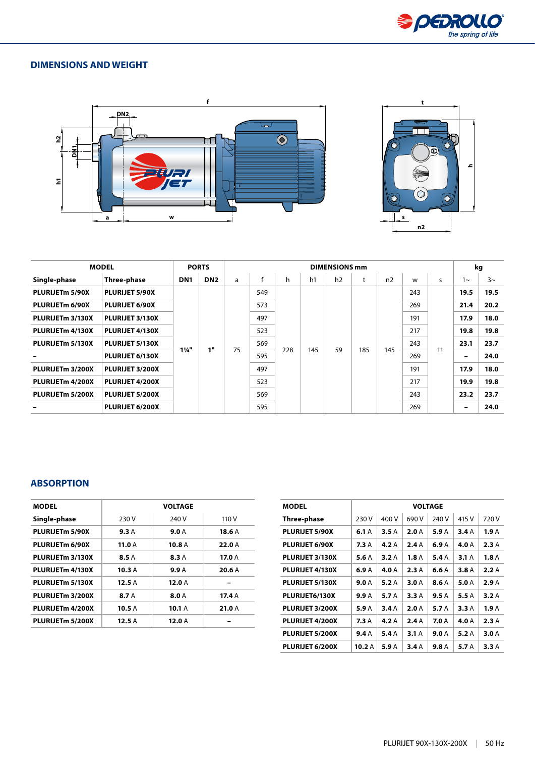## DIMENSIONS AND WEIGHT

f
DN2
h2
DN1
h1
a
w
t
h
s
n2

| MODEL | | PORTS | | DIMENSIONS mm | | | | | | | | | kg | |
|---|---|---|---|---|---|---|---|---|---|---|---|---|---|---|
| Single-phase | Three-phase | DN1 | DN2 | a | f | h | h1 | h2 | t | n2 | w | s | 1~ | 3~ |
| PLURIJETm 5/90X | PLURIJET 5/90X | 1¼" | 1" | 75 | 549 | 228 | 145 | 59 | 185 | 145 | 243 | 11 | 19.5 | 19.5 |
| PLURIJETm 6/90X | PLURIJET 6/90X | | | | 573 | | | | | | 269 | | 21.4 | 20.2 |
| PLURIJETm 3/130X | PLURIJET 3/130X | | | | 497 | | | | | | 191 | | 17.9 | 18.0 |
| PLURIJETm 4/130X | PLURIJET 4/130X | | | | 523 | | | | | | 217 | | 19.8 | 19.8 |
| PLURIJETm 5/130X | PLURIJET 5/130X | | | | 569 | | | | | | 243 | | 23.1 | 23.7 |
| – | PLURIJET 6/130X | | | | 595 | | | | | | 269 | | – | 24.0 |
| PLURIJETm 3/200X | PLURIJET 3/200X | | | | 497 | | | | | | 191 | | 17.9 | 18.0 |
| PLURIJETm 4/200X | PLURIJET 4/200X | | | | 523 | | | | | | 217 | | 19.9 | 19.8 |
| PLURIJETm 5/200X | PLURIJET 5/200X | | | | 569 | | | | | | 243 | | 23.2 | 23.7 |
| – | PLURIJET 6/200X | | | | 595 | | | | | | 269 | | – | 24.0 |

## ABSORPTION

| MODEL | VOLTAGE | | |
|---|---|---|---|
| Single-phase | 230 V | 240 V | 110 V |
| PLURIJETm 5/90X | 9.3 A | 9.0 A | 18.6 A |
| PLURIJETm 6/90X | 11.0 A | 10.8 A | 22.0 A |
| PLURIJETm 3/130X | 8.5 A | 8.3 A | 17.0 A |
| PLURIJETm 4/130X | 10.3 A | 9.9 A | 20.6 A |
| PLURIJETm 5/130X | 12.5 A | 12.0 A | – |
| PLURIJETm 3/200X | 8.7 A | 8.0 A | 17.4 A |
| PLURIJETm 4/200X | 10.5 A | 10.1 A | 21.0 A |
| PLURIJETm 5/200X | 12.5 A | 12.0 A | – |

| MODEL | VOLTAGE | | | | | |
|---|---|---|---|---|---|---|
| Three-phase | 230 V | 400 V | 690 V | 240 V | 415 V | 720 V |
| PLURIJET 5/90X | 6.1 A | 3.5 A | 2.0 A | 5.9 A | 3.4 A | 1.9 A |
| PLURIJET 6/90X | 7.3 A | 4.2 A | 2.4 A | 6.9 A | 4.0 A | 2.3 A |
| PLURIJET 3/130X | 5.6 A | 3.2 A | 1.8 A | 5.4 A | 3.1 A | 1.8 A |
| PLURIJET 4/130X | 6.9 A | 4.0 A | 2.3 A | 6.6 A | 3.8 A | 2.2 A |
| PLURIJET 5/130X | 9.0 A | 5.2 A | 3.0 A | 8.6 A | 5.0 A | 2.9 A |
| PLURIJET6/130X | 9.9 A | 5.7 A | 3.3 A | 9.5 A | 5.5 A | 3.2 A |
| PLURIJET 3/200X | 5.9 A | 3.4 A | 2.0 A | 5.7 A | 3.3 A | 1.9 A |
| PLURIJET 4/200X | 7.3 A | 4.2 A | 2.4 A | 7.0 A | 4.0 A | 2.3 A |
| PLURIJET 5/200X | 9.4 A | 5.4 A | 3.1 A | 9.0 A | 5.2 A | 3.0 A |
| PLURIJET 6/200X | 10.2 A | 5.9 A | 3.4 A | 9.8 A | 5.7 A | 3.3 A |